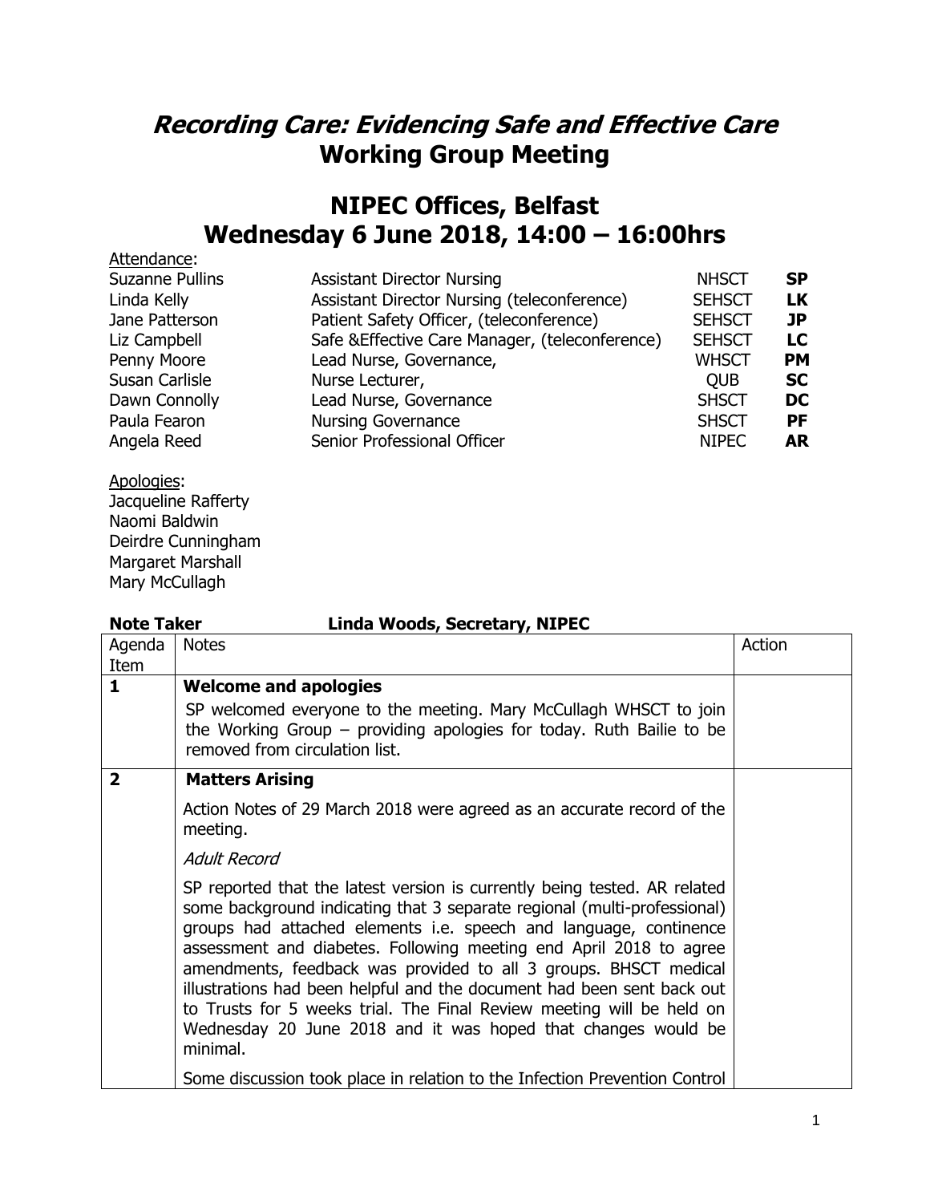# *Recording Care: Evidencing Safe and Effective Care*
# Working Group Meeting

## NIPEC Offices, Belfast
## Wednesday 6 June 2018, 14:00 – 16:00hrs

Attendance:

| | | | |
|---|---|---|---|
| Suzanne Pullins | Assistant Director Nursing | NHSCT | **SP** |
| Linda Kelly | Assistant Director Nursing (teleconference) | SEHSCT | **LK** |
| Jane Patterson | Patient Safety Officer, (teleconference) | SEHSCT | **JP** |
| Liz Campbell | Safe &Effective Care Manager, (teleconference) | SEHSCT | **LC** |
| Penny Moore | Lead Nurse, Governance, | WHSCT | **PM** |
| Susan Carlisle | Nurse Lecturer, | QUB | **SC** |
| Dawn Connolly | Lead Nurse, Governance | SHSCT | **DC** |
| Paula Fearon | Nursing Governance | SHSCT | **PF** |
| Angela Reed | Senior Professional Officer | NIPEC | **AR** |

Apologies:
Jacqueline Rafferty
Naomi Baldwin
Deirdre Cunningham
Margaret Marshall
Mary McCullagh

**Note Taker** **Linda Woods, Secretary, NIPEC**

| Agenda Item | Notes | Action |
|---|---|---|
| **1** | **Welcome and apologies**<br>SP welcomed everyone to the meeting. Mary McCullagh WHSCT to join the Working Group – providing apologies for today. Ruth Bailie to be removed from circulation list. | |
| **2** | **Matters Arising**<br>Action Notes of 29 March 2018 were agreed as an accurate record of the meeting.<br>*Adult Record*<br>SP reported that the latest version is currently being tested. AR related some background indicating that 3 separate regional (multi-professional) groups had attached elements i.e. speech and language, continence assessment and diabetes. Following meeting end April 2018 to agree amendments, feedback was provided to all 3 groups. BHSCT medical illustrations had been helpful and the document had been sent back out to Trusts for 5 weeks trial. The Final Review meeting will be held on Wednesday 20 June 2018 and it was hoped that changes would be minimal.<br>Some discussion took place in relation to the Infection Prevention Control | |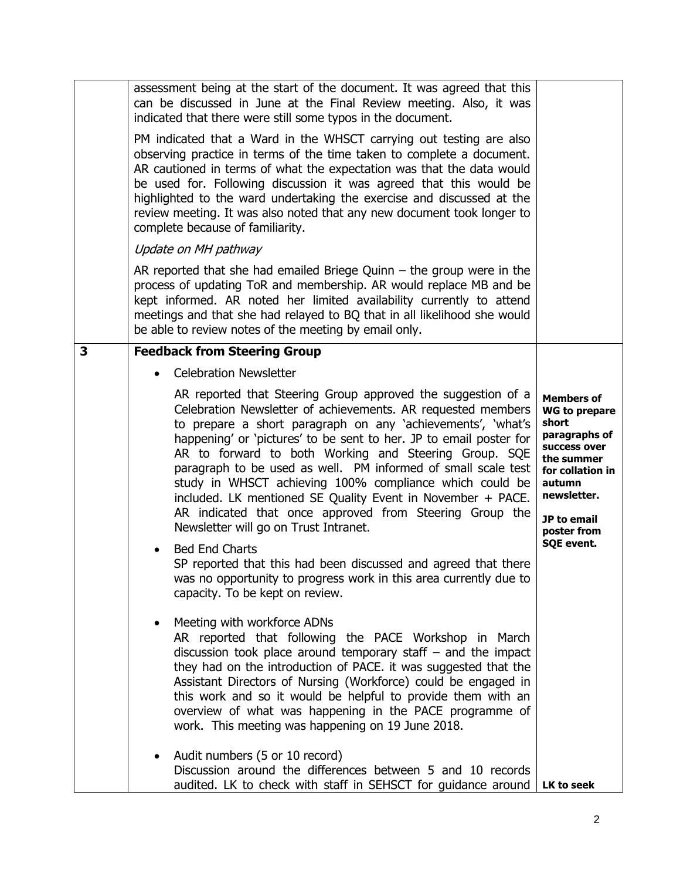| | | |
|---|---|---|
| | assessment being at the start of the document. It was agreed that this can be discussed in June at the Final Review meeting. Also, it was indicated that there were still some typos in the document.<br><br>PM indicated that a Ward in the WHSCT carrying out testing are also observing practice in terms of the time taken to complete a document. AR cautioned in terms of what the expectation was that the data would be used for. Following discussion it was agreed that this would be highlighted to the ward undertaking the exercise and discussed at the review meeting. It was also noted that any new document took longer to complete because of familiarity.<br><br>*Update on MH pathway*<br><br>AR reported that she had emailed Briege Quinn – the group were in the process of updating ToR and membership. AR would replace MB and be kept informed. AR noted her limited availability currently to attend meetings and that she had relayed to BQ that in all likelihood she would be able to review notes of the meeting by email only. | |
| **3** | **Feedback from Steering Group**<br><br>• Celebration Newsletter<br><br>AR reported that Steering Group approved the suggestion of a Celebration Newsletter of achievements. AR requested members to prepare a short paragraph on any 'achievements', 'what's happening' or 'pictures' to be sent to her. JP to email poster for AR to forward to both Working and Steering Group. SQE paragraph to be used as well. PM informed of small scale test study in WHSCT achieving 100% compliance which could be included. LK mentioned SE Quality Event in November + PACE. AR indicated that once approved from Steering Group the Newsletter will go on Trust Intranet.<br><br>• Bed End Charts<br>SP reported that this had been discussed and agreed that there was no opportunity to progress work in this area currently due to capacity. To be kept on review.<br><br>• Meeting with workforce ADNs<br>AR reported that following the PACE Workshop in March discussion took place around temporary staff – and the impact they had on the introduction of PACE. it was suggested that the Assistant Directors of Nursing (Workforce) could be engaged in this work and so it would be helpful to provide them with an overview of what was happening in the PACE programme of work. This meeting was happening on 19 June 2018.<br><br>• Audit numbers (5 or 10 record)<br>Discussion around the differences between 5 and 10 records audited. LK to check with staff in SEHSCT for guidance around | **Members of WG to prepare short paragraphs of success over the summer for collation in autumn newsletter.**<br><br>**JP to email poster from SQE event.**<br><br>**LK to seek** |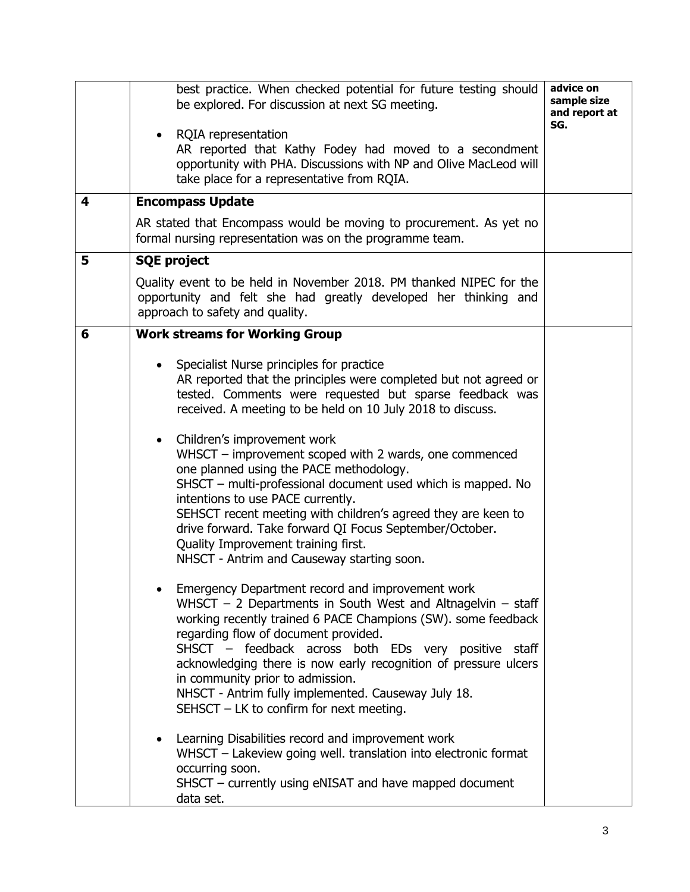| | | |
|---|---|---|
| | best practice. When checked potential for future testing should be explored. For discussion at next SG meeting.<br><br>• RQIA representation<br>AR reported that Kathy Fodey had moved to a secondment opportunity with PHA. Discussions with NP and Olive MacLeod will take place for a representative from RQIA. | **advice on sample size and report at SG.** |
| **4** | **Encompass Update**<br><br>AR stated that Encompass would be moving to procurement. As yet no formal nursing representation was on the programme team. | |
| **5** | **SQE project**<br><br>Quality event to be held in November 2018. PM thanked NIPEC for the opportunity and felt she had greatly developed her thinking and approach to safety and quality. | |
| **6** | **Work streams for Working Group**<br><br>• Specialist Nurse principles for practice<br>AR reported that the principles were completed but not agreed or tested. Comments were requested but sparse feedback was received. A meeting to be held on 10 July 2018 to discuss.<br><br>• Children's improvement work<br>WHSCT – improvement scoped with 2 wards, one commenced one planned using the PACE methodology.<br>SHSCT – multi-professional document used which is mapped. No intentions to use PACE currently.<br>SEHSCT recent meeting with children's agreed they are keen to drive forward. Take forward QI Focus September/October. Quality Improvement training first.<br>NHSCT - Antrim and Causeway starting soon.<br><br>• Emergency Department record and improvement work<br>WHSCT – 2 Departments in South West and Altnagelvin – staff working recently trained 6 PACE Champions (SW). some feedback regarding flow of document provided.<br>SHSCT – feedback across both EDs very positive staff acknowledging there is now early recognition of pressure ulcers in community prior to admission.<br>NHSCT - Antrim fully implemented. Causeway July 18.<br>SEHSCT – LK to confirm for next meeting.<br><br>• Learning Disabilities record and improvement work<br>WHSCT – Lakeview going well. translation into electronic format occurring soon.<br>SHSCT – currently using eNISAT and have mapped document data set. | |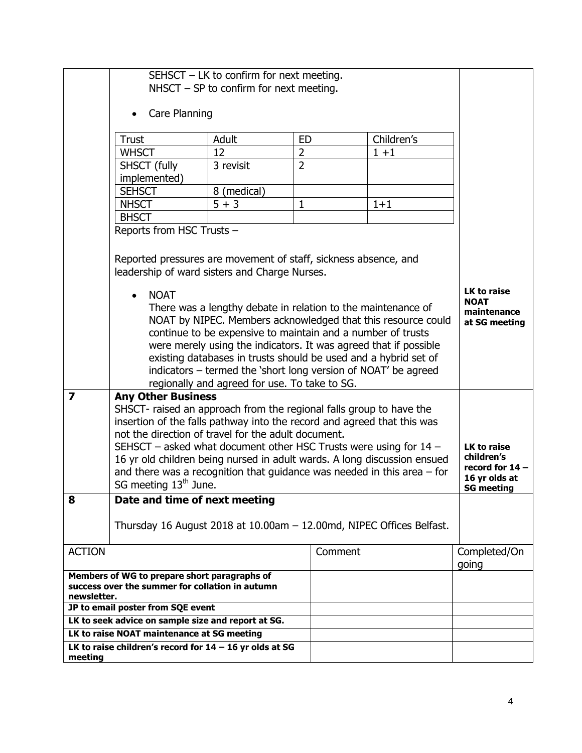| | | |
|---|---|---|
| | SEHSCT – LK to confirm for next meeting.<br>NHSCT – SP to confirm for next meeting.<br><br>• Care Planning<br><br>(see Care Planning table below)<br><br>Reports from HSC Trusts –<br><br>Reported pressures are movement of staff, sickness absence, and leadership of ward sisters and Charge Nurses.<br><br>• NOAT<br>There was a lengthy debate in relation to the maintenance of NOAT by NIPEC. Members acknowledged that this resource could continue to be expensive to maintain and a number of trusts were merely using the indicators. It was agreed that if possible existing databases in trusts should be used and a hybrid set of indicators – termed the 'short long version of NOAT' be agreed regionally and agreed for use. To take to SG. | **LK to raise NOAT maintenance at SG meeting** |
| **7** | **Any Other Business**<br>SHSCT- raised an approach from the regional falls group to have the insertion of the falls pathway into the record and agreed that this was not the direction of travel for the adult document.<br>SEHSCT – asked what document other HSC Trusts were using for 14 – 16 yr old children being nursed in adult wards. A long discussion ensued and there was a recognition that guidance was needed in this area – for SG meeting 13th June. | **LK to raise children's record for 14 – 16 yr olds at SG meeting** |
| **8** | **Date and time of next meeting**<br><br>Thursday 16 August 2018 at 10.00am – 12.00md, NIPEC Offices Belfast. | |

Care Planning:

| Trust | Adult | ED | Children's |
|---|---|---|---|
| WHSCT | 12 | 2 | 1 +1 |
| SHSCT (fully implemented) | 3 revisit | 2 | |
| SEHSCT | 8 (medical) | | |
| NHSCT | 5 + 3 | 1 | 1+1 |
| BHSCT | | | |

| ACTION | Comment | Completed/On going |
|---|---|---|
| **Members of WG to prepare short paragraphs of success over the summer for collation in autumn newsletter.** | | |
| **JP to email poster from SQE event** | | |
| **LK to seek advice on sample size and report at SG.** | | |
| **LK to raise NOAT maintenance at SG meeting** | | |
| **LK to raise children's record for 14 – 16 yr olds at SG meeting** | | |